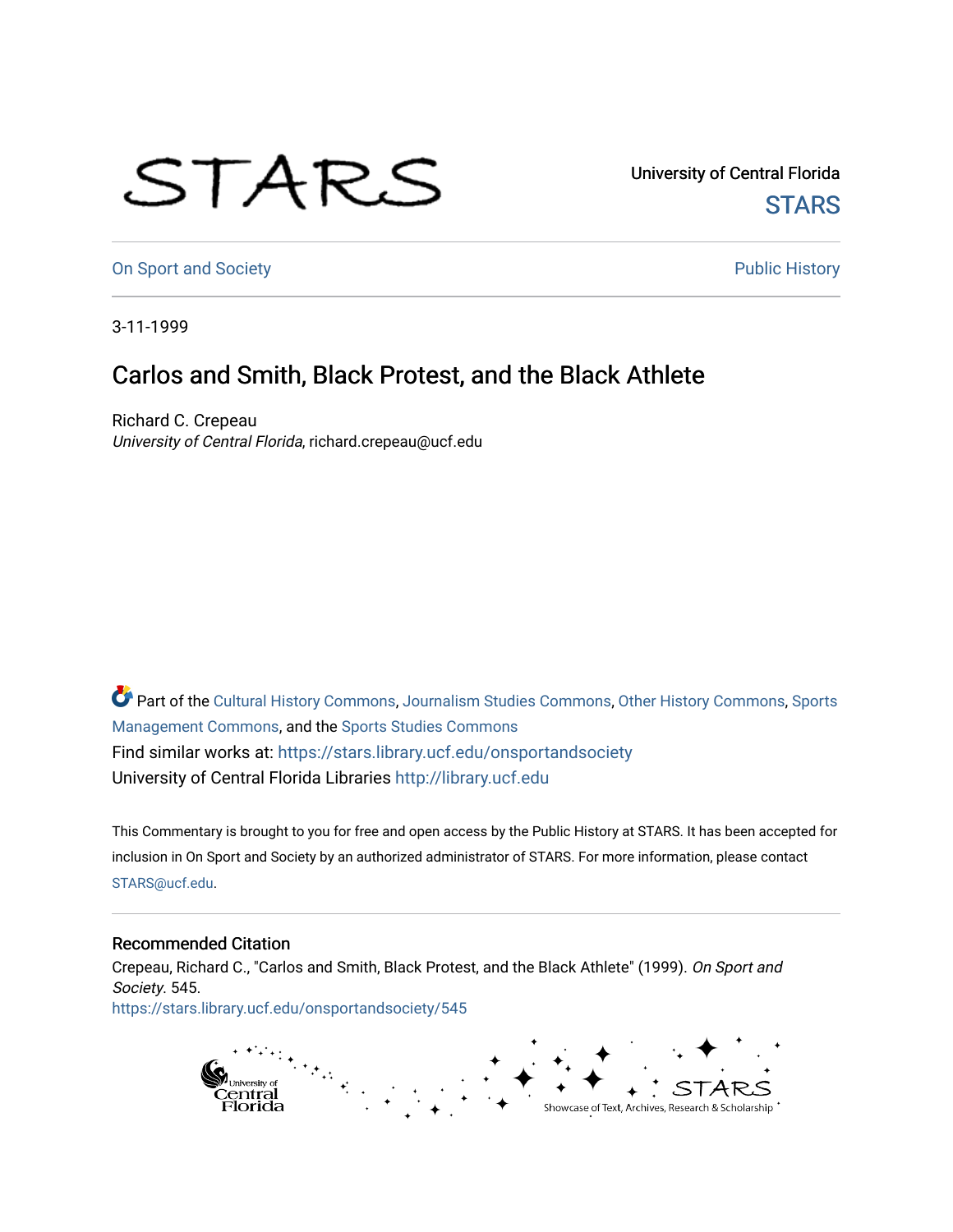University of Central Florida

STARS

On Sport and Society

Public History

3-11-1999

# Carlos and Smith, Black Protest, and the Black Athlete

Richard C. Crepeau

*University of Central Florida*, richard.crepeau@ucf.edu

Part of the Cultural History Commons, Journalism Studies Commons, Other History Commons, Sports Management Commons, and the Sports Studies Commons

Find similar works at: https://stars.library.ucf.edu/onsportandsociety

University of Central Florida Libraries http://library.ucf.edu

This Commentary is brought to you for free and open access by the Public History at STARS. It has been accepted for inclusion in On Sport and Society by an authorized administrator of STARS. For more information, please contact STARS@ucf.edu.

## Recommended Citation

Crepeau, Richard C., "Carlos and Smith, Black Protest, and the Black Athlete" (1999). *On Sport and Society*. 545.

https://stars.library.ucf.edu/onsportandsociety/545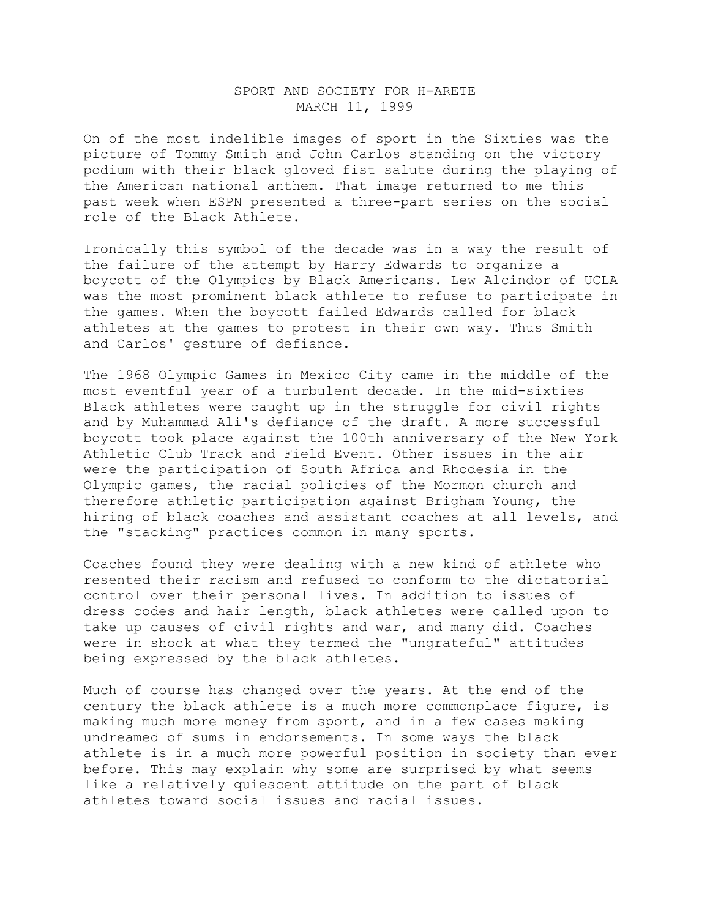SPORT AND SOCIETY FOR H-ARETE
MARCH 11, 1999

On of the most indelible images of sport in the Sixties was the picture of Tommy Smith and John Carlos standing on the victory podium with their black gloved fist salute during the playing of the American national anthem. That image returned to me this past week when ESPN presented a three-part series on the social role of the Black Athlete.

Ironically this symbol of the decade was in a way the result of the failure of the attempt by Harry Edwards to organize a boycott of the Olympics by Black Americans. Lew Alcindor of UCLA was the most prominent black athlete to refuse to participate in the games. When the boycott failed Edwards called for black athletes at the games to protest in their own way. Thus Smith and Carlos' gesture of defiance.

The 1968 Olympic Games in Mexico City came in the middle of the most eventful year of a turbulent decade. In the mid-sixties Black athletes were caught up in the struggle for civil rights and by Muhammad Ali's defiance of the draft. A more successful boycott took place against the 100th anniversary of the New York Athletic Club Track and Field Event. Other issues in the air were the participation of South Africa and Rhodesia in the Olympic games, the racial policies of the Mormon church and therefore athletic participation against Brigham Young, the hiring of black coaches and assistant coaches at all levels, and the "stacking" practices common in many sports.

Coaches found they were dealing with a new kind of athlete who resented their racism and refused to conform to the dictatorial control over their personal lives. In addition to issues of dress codes and hair length, black athletes were called upon to take up causes of civil rights and war, and many did. Coaches were in shock at what they termed the "ungrateful" attitudes being expressed by the black athletes.

Much of course has changed over the years. At the end of the century the black athlete is a much more commonplace figure, is making much more money from sport, and in a few cases making undreamed of sums in endorsements. In some ways the black athlete is in a much more powerful position in society than ever before. This may explain why some are surprised by what seems like a relatively quiescent attitude on the part of black athletes toward social issues and racial issues.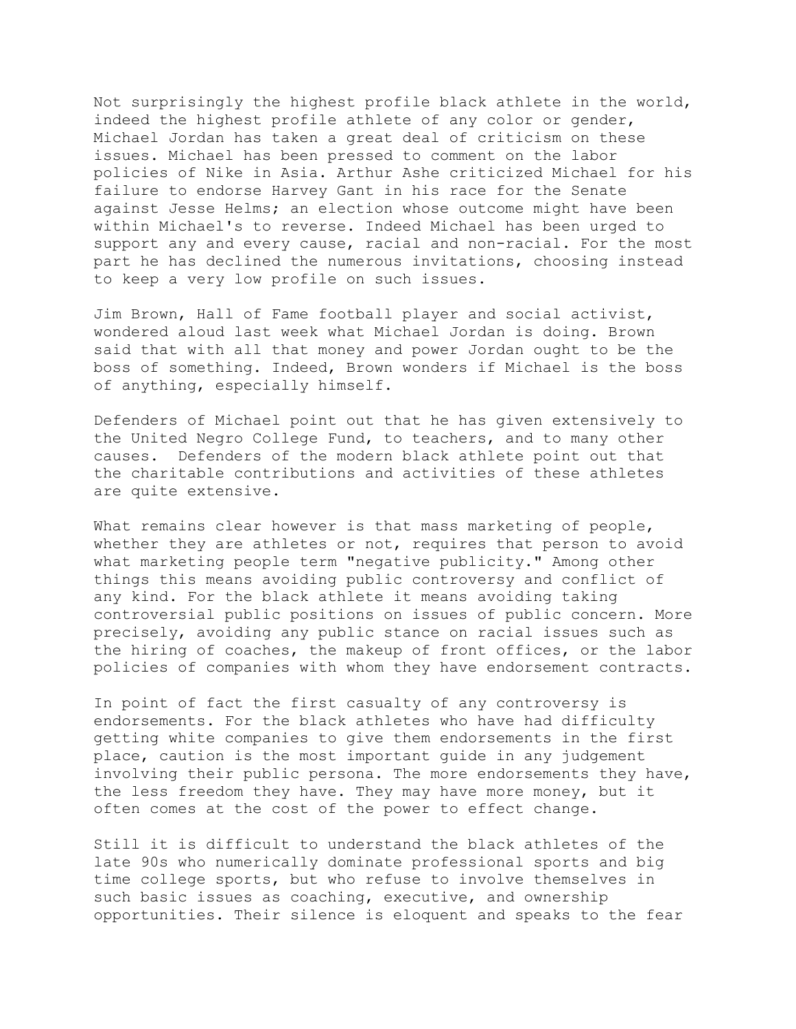Not surprisingly the highest profile black athlete in the world, indeed the highest profile athlete of any color or gender, Michael Jordan has taken a great deal of criticism on these issues. Michael has been pressed to comment on the labor policies of Nike in Asia. Arthur Ashe criticized Michael for his failure to endorse Harvey Gant in his race for the Senate against Jesse Helms; an election whose outcome might have been within Michael's to reverse. Indeed Michael has been urged to support any and every cause, racial and non-racial. For the most part he has declined the numerous invitations, choosing instead to keep a very low profile on such issues.

Jim Brown, Hall of Fame football player and social activist, wondered aloud last week what Michael Jordan is doing. Brown said that with all that money and power Jordan ought to be the boss of something. Indeed, Brown wonders if Michael is the boss of anything, especially himself.

Defenders of Michael point out that he has given extensively to the United Negro College Fund, to teachers, and to many other causes. Defenders of the modern black athlete point out that the charitable contributions and activities of these athletes are quite extensive.

What remains clear however is that mass marketing of people, whether they are athletes or not, requires that person to avoid what marketing people term "negative publicity." Among other things this means avoiding public controversy and conflict of any kind. For the black athlete it means avoiding taking controversial public positions on issues of public concern. More precisely, avoiding any public stance on racial issues such as the hiring of coaches, the makeup of front offices, or the labor policies of companies with whom they have endorsement contracts.

In point of fact the first casualty of any controversy is endorsements. For the black athletes who have had difficulty getting white companies to give them endorsements in the first place, caution is the most important guide in any judgement involving their public persona. The more endorsements they have, the less freedom they have. They may have more money, but it often comes at the cost of the power to effect change.

Still it is difficult to understand the black athletes of the late 90s who numerically dominate professional sports and big time college sports, but who refuse to involve themselves in such basic issues as coaching, executive, and ownership opportunities. Their silence is eloquent and speaks to the fear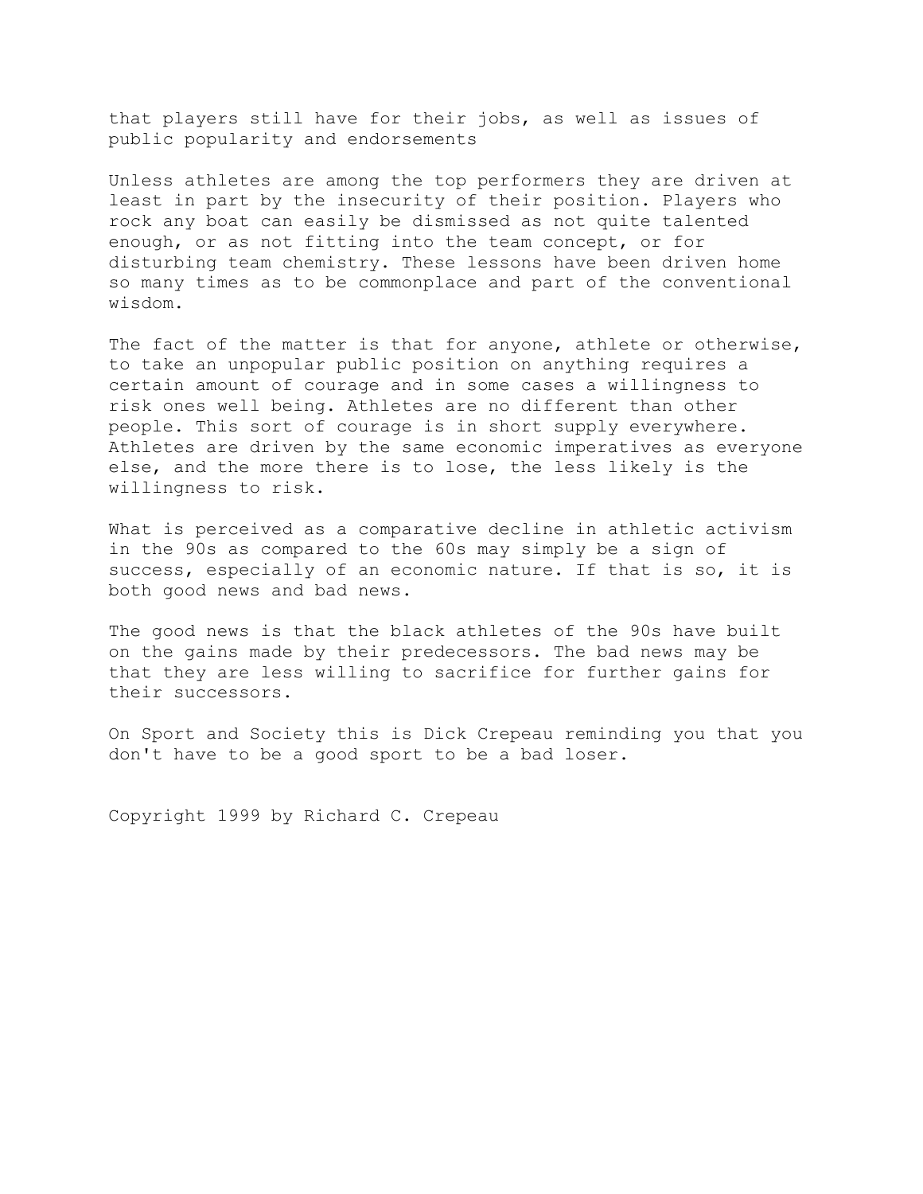that players still have for their jobs, as well as issues of public popularity and endorsements

Unless athletes are among the top performers they are driven at least in part by the insecurity of their position. Players who rock any boat can easily be dismissed as not quite talented enough, or as not fitting into the team concept, or for disturbing team chemistry. These lessons have been driven home so many times as to be commonplace and part of the conventional wisdom.

The fact of the matter is that for anyone, athlete or otherwise, to take an unpopular public position on anything requires a certain amount of courage and in some cases a willingness to risk ones well being. Athletes are no different than other people. This sort of courage is in short supply everywhere. Athletes are driven by the same economic imperatives as everyone else, and the more there is to lose, the less likely is the willingness to risk.

What is perceived as a comparative decline in athletic activism in the 90s as compared to the 60s may simply be a sign of success, especially of an economic nature. If that is so, it is both good news and bad news.

The good news is that the black athletes of the 90s have built on the gains made by their predecessors. The bad news may be that they are less willing to sacrifice for further gains for their successors.

On Sport and Society this is Dick Crepeau reminding you that you don't have to be a good sport to be a bad loser.

Copyright 1999 by Richard C. Crepeau